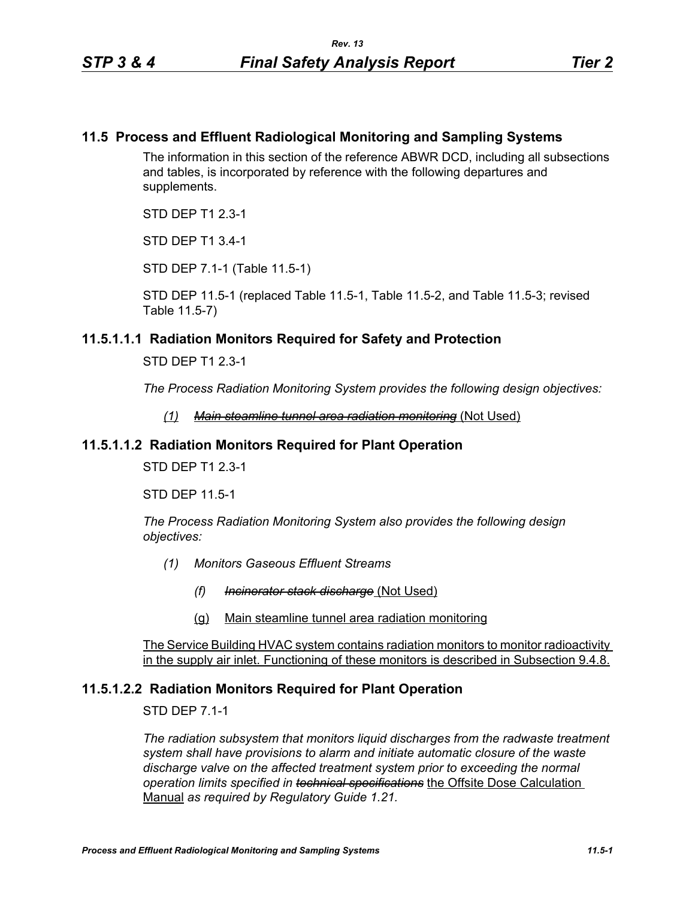## 11.5 Process and Effluent Radiological Monitoring and Sampling Systems

The information in this section of the reference ABWR DCD, including all subsections and tables, is incorporated by reference with the following departures and supplements.

STD DEP T1 2.3-1

STD DEP T1 3.4-1

STD DEP 7.1-1 (Table 11.5-1)

STD DEP 11.5-1 (replaced Table 11.5-1, Table 11.5-2, and Table 11.5-3; revised Table 11.5-7)

### 11.5.1.1.1 Radiation Monitors Required for Safety and Protection

STD DEP T1 2.3-1

*The Process Radiation Monitoring System provides the following design objectives:*

*(1)* ~~*Main steamline tunnel area radiation monitoring*~~ (Not Used)

### 11.5.1.1.2 Radiation Monitors Required for Plant Operation

STD DEP T1 2.3-1

STD DEP 11.5-1

*The Process Radiation Monitoring System also provides the following design objectives:*

*(1) Monitors Gaseous Effluent Streams*

*(f)* ~~*Incinerator stack discharge*~~ (Not Used)

(g) Main steamline tunnel area radiation monitoring

The Service Building HVAC system contains radiation monitors to monitor radioactivity in the supply air inlet. Functioning of these monitors is described in Subsection 9.4.8.

### 11.5.1.2.2 Radiation Monitors Required for Plant Operation

STD DEP 7.1-1

*The radiation subsystem that monitors liquid discharges from the radwaste treatment system shall have provisions to alarm and initiate automatic closure of the waste discharge valve on the affected treatment system prior to exceeding the normal operation limits specified in* ~~*technical specifications*~~ the Offsite Dose Calculation Manual *as required by Regulatory Guide 1.21.*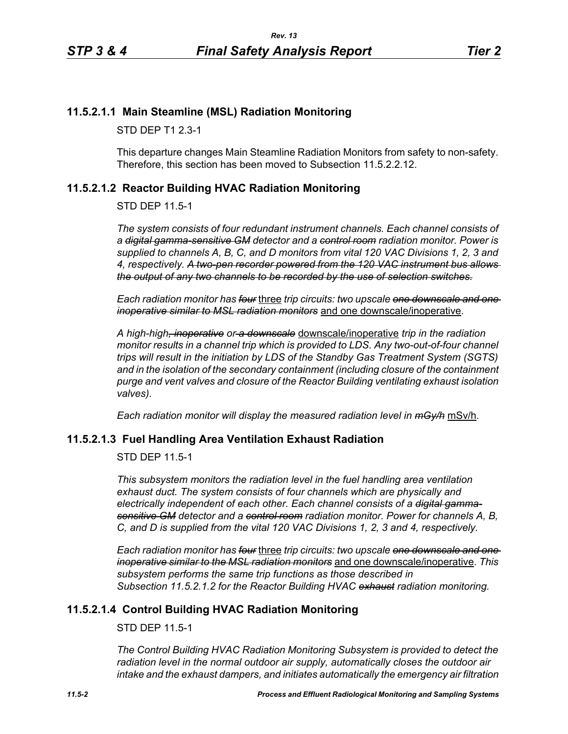### 11.5.2.1.1 Main Steamline (MSL) Radiation Monitoring

STD DEP T1 2.3-1

This departure changes Main Steamline Radiation Monitors from safety to non-safety. Therefore, this section has been moved to Subsection 11.5.2.2.12.

### 11.5.2.1.2 Reactor Building HVAC Radiation Monitoring

STD DEP 11.5-1

*The system consists of four redundant instrument channels. Each channel consists of a* ~~*digital gamma-sensitive GM*~~ *detector and a* ~~*control room*~~ *radiation monitor. Power is supplied to channels A, B, C, and D monitors from vital 120 VAC Divisions 1, 2, 3 and 4, respectively.* ~~*A two-pen recorder powered from the 120 VAC instrument bus allows the output of any two channels to be recorded by the use of selection switches.*~~

*Each radiation monitor has* ~~*four*~~ <u>three</u> *trip circuits: two upscale* ~~*one downscale and one inoperative similar to MSL radiation monitors*~~ <u>and one downscale/inoperative</u>.

*A high-high*~~*, inoperative*~~ *or* ~~*a downscale*~~ <u>downscale/inoperative</u> *trip in the radiation monitor results in a channel trip which is provided to LDS. Any two-out-of-four channel trips will result in the initiation by LDS of the Standby Gas Treatment System (SGTS) and in the isolation of the secondary containment (including closure of the containment purge and vent valves and closure of the Reactor Building ventilating exhaust isolation valves).*

*Each radiation monitor will display the measured radiation level in* ~~*mGy/h*~~ <u>mSv/h</u>.

### 11.5.2.1.3 Fuel Handling Area Ventilation Exhaust Radiation

STD DEP 11.5-1

*This subsystem monitors the radiation level in the fuel handling area ventilation exhaust duct. The system consists of four channels which are physically and electrically independent of each other. Each channel consists of a* ~~*digital gamma-sensitive GM*~~ *detector and a* ~~*control room*~~ *radiation monitor. Power for channels A, B, C, and D is supplied from the vital 120 VAC Divisions 1, 2, 3 and 4, respectively.*

*Each radiation monitor has* ~~*four*~~ <u>three</u> *trip circuits: two upscale* ~~*one downscale and one inoperative similar to the MSL radiation monitors*~~ <u>and one downscale/inoperative</u>. *This subsystem performs the same trip functions as those described in Subsection 11.5.2.1.2 for the Reactor Building HVAC* ~~*exhaust*~~ *radiation monitoring.*

### 11.5.2.1.4 Control Building HVAC Radiation Monitoring

STD DEP 11.5-1

*The Control Building HVAC Radiation Monitoring Subsystem is provided to detect the radiation level in the normal outdoor air supply, automatically closes the outdoor air intake and the exhaust dampers, and initiates automatically the emergency air filtration*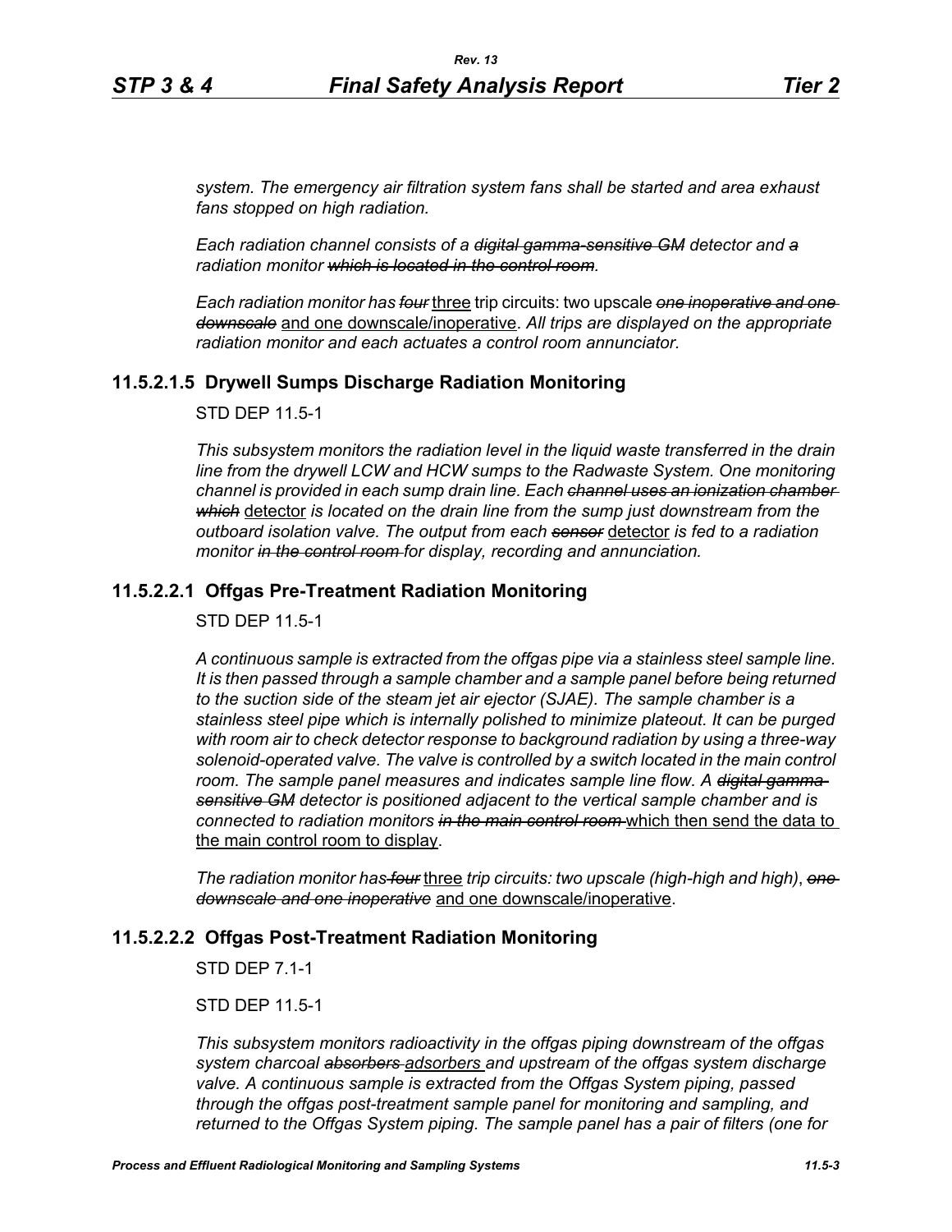*system. The emergency air filtration system fans shall be started and area exhaust fans stopped on high radiation.*

*Each radiation channel consists of a ~~digital gamma-sensitive GM~~ detector and ~~a~~ radiation monitor ~~which is located in the control room~~.*

*Each radiation monitor has ~~four~~* <u>three</u> trip circuits: two upscale *~~one inoperative and one downscale~~* <u>and one downscale/inoperative</u>. *All trips are displayed on the appropriate radiation monitor and each actuates a control room annunciator.*

### 11.5.2.1.5 Drywell Sumps Discharge Radiation Monitoring

STD DEP 11.5-1

*This subsystem monitors the radiation level in the liquid waste transferred in the drain line from the drywell LCW and HCW sumps to the Radwaste System. One monitoring channel is provided in each sump drain line. Each ~~channel uses an ionization chamber which~~* <u>detector</u> *is located on the drain line from the sump just downstream from the outboard isolation valve. The output from each ~~sensor~~* <u>detector</u> *is fed to a radiation monitor ~~in the control room~~ for display, recording and annunciation.*

### 11.5.2.2.1 Offgas Pre-Treatment Radiation Monitoring

STD DEP 11.5-1

*A continuous sample is extracted from the offgas pipe via a stainless steel sample line. It is then passed through a sample chamber and a sample panel before being returned to the suction side of the steam jet air ejector (SJAE). The sample chamber is a stainless steel pipe which is internally polished to minimize plateout. It can be purged with room air to check detector response to background radiation by using a three-way solenoid-operated valve. The valve is controlled by a switch located in the main control room. The sample panel measures and indicates sample line flow. A ~~digital gamma-sensitive GM~~ detector is positioned adjacent to the vertical sample chamber and is connected to radiation monitors ~~in the main control room~~* <u>which then send the data to the main control room to display</u>.

*The radiation monitor has ~~four~~* <u>three</u> *trip circuits: two upscale (high-high and high), ~~one downscale and one inoperative~~* <u>and one downscale/inoperative</u>.

### 11.5.2.2.2 Offgas Post-Treatment Radiation Monitoring

STD DEP 7.1-1

STD DEP 11.5-1

*This subsystem monitors radioactivity in the offgas piping downstream of the offgas system charcoal ~~absorbers~~* <u>adsorbers</u> *and upstream of the offgas system discharge valve. A continuous sample is extracted from the Offgas System piping, passed through the offgas post-treatment sample panel for monitoring and sampling, and returned to the Offgas System piping. The sample panel has a pair of filters (one for*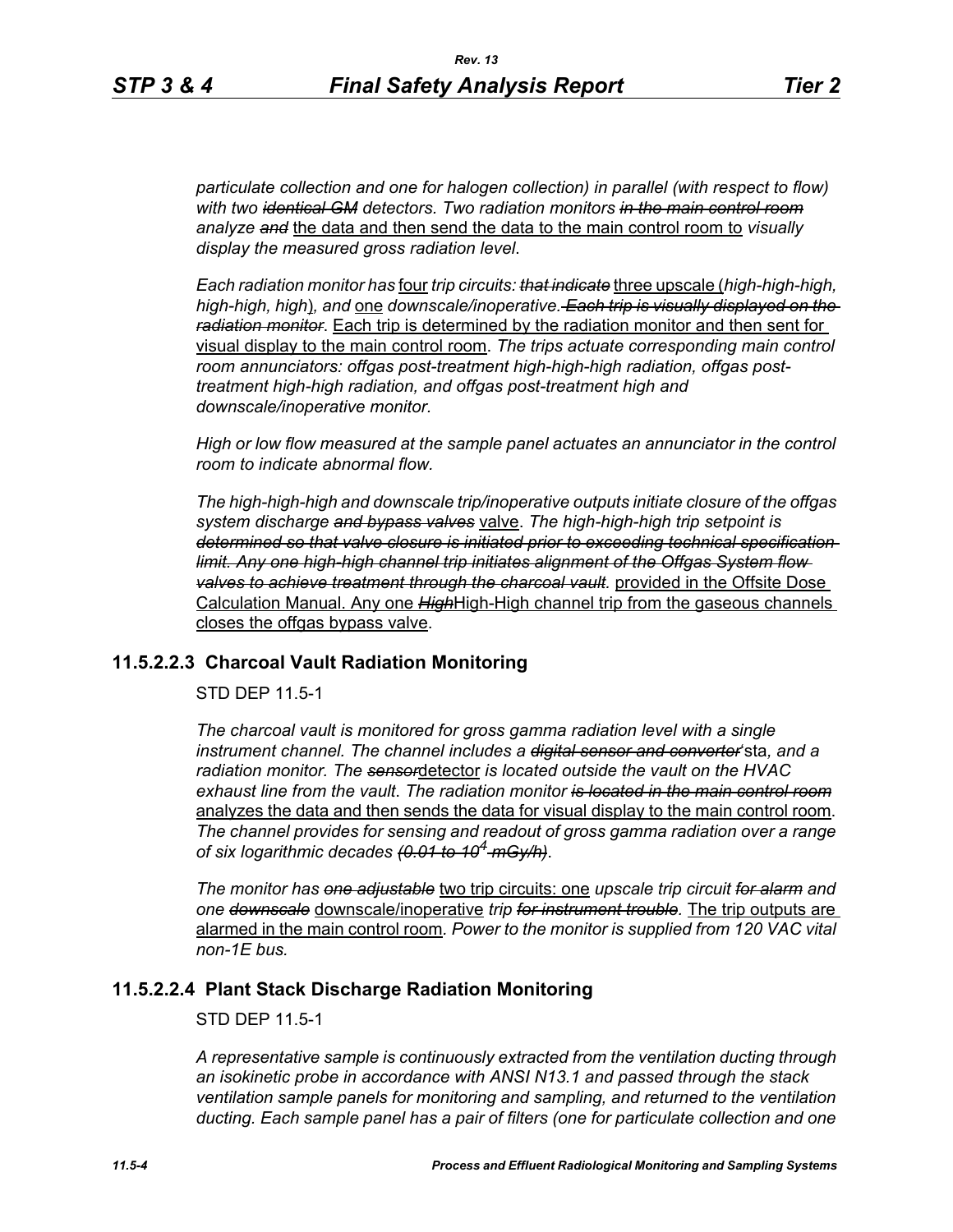*particulate collection and one for halogen collection) in parallel (with respect to flow) with two ~~identical GM~~ detectors. Two radiation monitors ~~in the main control room~~ analyze ~~and~~* the data and then send the data to the main control room to *visually display the measured gross radiation level.*

*Each radiation monitor has* four *trip circuits: ~~that indicate~~* three upscale (*high-high-high, high-high, high*)*, and* one *downscale/inoperative. ~~Each trip is visually displayed on the radiation monitor~~.* Each trip is determined by the radiation monitor and then sent for visual display to the main control room. *The trips actuate corresponding main control room annunciators: offgas post-treatment high-high-high radiation, offgas post-treatment high-high radiation, and offgas post-treatment high and downscale/inoperative monitor.*

*High or low flow measured at the sample panel actuates an annunciator in the control room to indicate abnormal flow.*

*The high-high-high and downscale trip/inoperative outputs initiate closure of the offgas system discharge ~~and bypass valves~~* valve. *The high-high-high trip setpoint is ~~determined so that valve closure is initiated prior to exceeding technical specification limit. Any one high-high channel trip initiates alignment of the Offgas System flow valves to achieve treatment through the charcoal vault.~~* provided in the Offsite Dose Calculation Manual. Any one ~~*High*~~High-High channel trip from the gaseous channels closes the offgas bypass valve.

### 11.5.2.2.3 Charcoal Vault Radiation Monitoring

STD DEP 11.5-1

*The charcoal vault is monitored for gross gamma radiation level with a single instrument channel. The channel includes a ~~digital sensor and converter~~*'sta*, and a radiation monitor. The ~~sensor~~*detector *is located outside the vault on the HVAC exhaust line from the vault. The radiation monitor ~~is located in the main control room~~* analyzes the data and then sends the data for visual display to the main control room. *The channel provides for sensing and readout of gross gamma radiation over a range of six logarithmic decades ~~(0.01 to $10^4$ mGy/h)~~.*

*The monitor has ~~one adjustable~~* two trip circuits: one *upscale trip circuit ~~for alarm~~ and one ~~downscale~~* downscale/inoperative *trip ~~for instrument trouble~~.* The trip outputs are alarmed in the main control room. *Power to the monitor is supplied from 120 VAC vital non-1E bus.*

### 11.5.2.2.4 Plant Stack Discharge Radiation Monitoring

STD DEP 11.5-1

*A representative sample is continuously extracted from the ventilation ducting through an isokinetic probe in accordance with ANSI N13.1 and passed through the stack ventilation sample panels for monitoring and sampling, and returned to the ventilation ducting. Each sample panel has a pair of filters (one for particulate collection and one*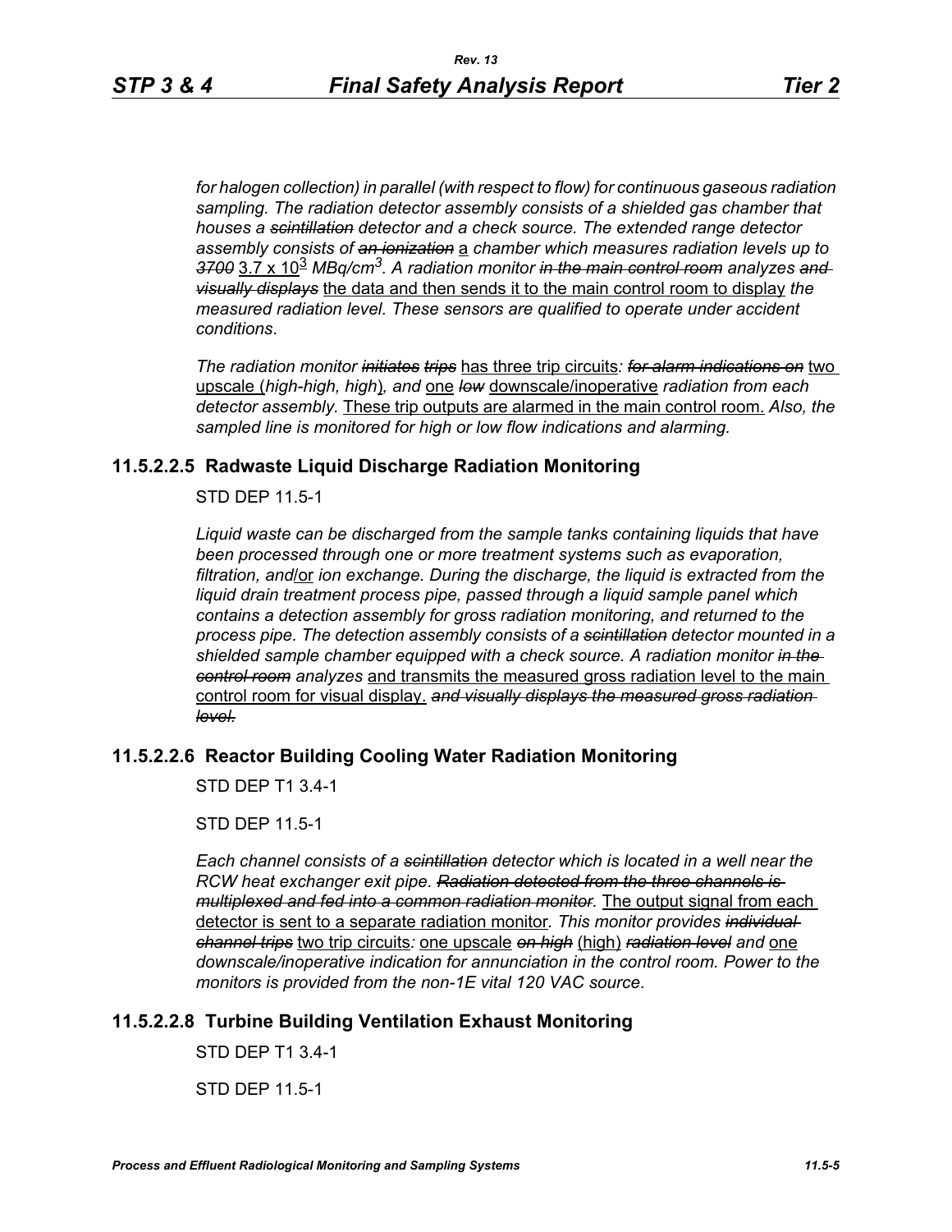*for halogen collection) in parallel (with respect to flow) for continuous gaseous radiation sampling. The radiation detector assembly consists of a shielded gas chamber that houses a ~~scintillation~~ detector and a check source. The extended range detector assembly consists of ~~an ionization~~* a *chamber which measures radiation levels up to ~~3700~~* 3.7 x $10^3$ *MBq/cm$^3$. A radiation monitor ~~in the main control room~~ analyzes ~~and visually displays~~* the data and then sends it to the main control room to display *the measured radiation level. These sensors are qualified to operate under accident conditions*.

*The radiation monitor ~~initiates~~ ~~trips~~* has three trip circuits*: ~~for alarm indications on~~* two upscale (*high-high, high*)*, and* one *~~low~~* downscale/inoperative *radiation from each detector assembly.* These trip outputs are alarmed in the main control room. *Also, the sampled line is monitored for high or low flow indications and alarming.*

### 11.5.2.2.5 Radwaste Liquid Discharge Radiation Monitoring

STD DEP 11.5-1

*Liquid waste can be discharged from the sample tanks containing liquids that have been processed through one or more treatment systems such as evaporation, filtration, and*/or *ion exchange. During the discharge, the liquid is extracted from the liquid drain treatment process pipe, passed through a liquid sample panel which contains a detection assembly for gross radiation monitoring, and returned to the process pipe. The detection assembly consists of a ~~scintillation~~ detector mounted in a shielded sample chamber equipped with a check source. A radiation monitor ~~in the control room~~ analyzes* and transmits the measured gross radiation level to the main control room for visual display. *~~and visually displays the measured gross radiation level.~~*

### 11.5.2.2.6 Reactor Building Cooling Water Radiation Monitoring

STD DEP T1 3.4-1

STD DEP 11.5-1

*Each channel consists of a ~~scintillation~~ detector which is located in a well near the RCW heat exchanger exit pipe. ~~Radiation detected from the three channels is multiplexed and fed into a common radiation monitor.~~* The output signal from each detector is sent to a separate radiation monitor*. This monitor provides ~~individual channel trips~~* two trip circuits*:* one upscale *~~on high~~* (high) *~~radiation level~~ and* one *downscale/inoperative indication for annunciation in the control room. Power to the monitors is provided from the non-1E vital 120 VAC source*.

### 11.5.2.2.8 Turbine Building Ventilation Exhaust Monitoring

STD DEP T1 3.4-1

STD DEP 11.5-1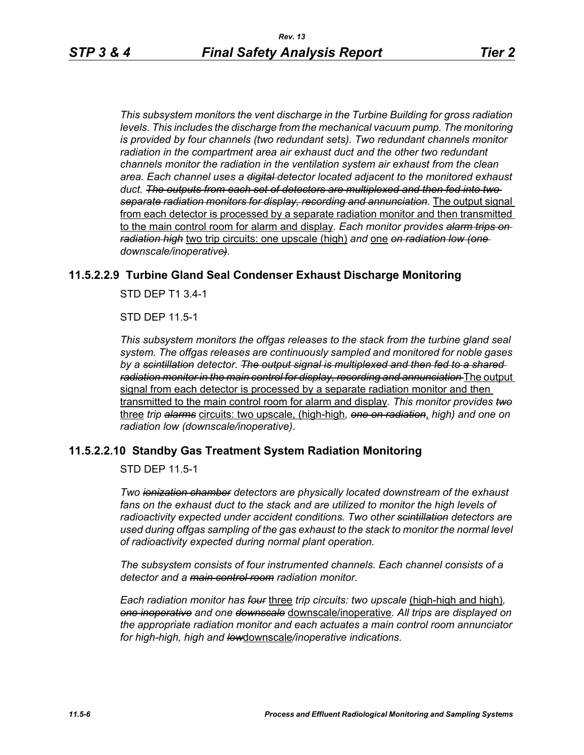*This subsystem monitors the vent discharge in the Turbine Building for gross radiation levels. This includes the discharge from the mechanical vacuum pump. The monitoring is provided by four channels (two redundant sets). Two redundant channels monitor radiation in the compartment area air exhaust duct and the other two redundant channels monitor the radiation in the ventilation system air exhaust from the clean area. Each channel uses a ~~digital~~ detector located adjacent to the monitored exhaust duct. ~~The outputs from each set of detectors are multiplexed and then fed into two separate radiation monitors for display, recording and annunciation.~~* <u>The output signal from each detector is processed by a separate radiation monitor and then transmitted to the main control room for alarm and display</u>. *Each monitor provides ~~alarm trips on radiation high~~* <u>two trip circuits: one upscale (high)</u> *and* <u>one</u> *~~on radiation low (one~~ downscale/inoperative~~)~~.*

### 11.5.2.2.9 Turbine Gland Seal Condenser Exhaust Discharge Monitoring

STD DEP T1 3.4-1

STD DEP 11.5-1

*This subsystem monitors the offgas releases to the stack from the turbine gland seal system. The offgas releases are continuously sampled and monitored for noble gases by a ~~scintillation~~ detector. ~~The output signal is multiplexed and then fed to a shared radiation monitor in the main control for display, recording and annunciation~~* <u>The output signal from each detector is processed by a separate radiation monitor and then transmitted to the main control room for alarm and display</u>*. This monitor provides ~~two~~* <u>three</u> *trip ~~alarms~~* <u>circuits: two upscale, (high-high</u>*, ~~one on radiation~~*<u>,</u> *high) and one on radiation low (downscale/inoperative).*

### 11.5.2.2.10 Standby Gas Treatment System Radiation Monitoring

STD DEP 11.5-1

*Two ~~ionization chamber~~ detectors are physically located downstream of the exhaust fans on the exhaust duct to the stack and are utilized to monitor the high levels of radioactivity expected under accident conditions. Two other ~~scintillation~~ detectors are used during offgas sampling of the gas exhaust to the stack to monitor the normal level of radioactivity expected during normal plant operation.*

*The subsystem consists of four instrumented channels. Each channel consists of a detector and a ~~main control room~~ radiation monitor.*

*Each radiation monitor has ~~four~~* <u>three</u> *trip circuits: two upscale* <u>(high-high and high)</u>*, ~~one inoperative~~ and one ~~downscale~~* <u>downscale/inoperative</u>*. All trips are displayed on the appropriate radiation monitor and each actuates a main control room annunciator for high-high, high and ~~low~~*<u>downscale</u>*/inoperative indications.*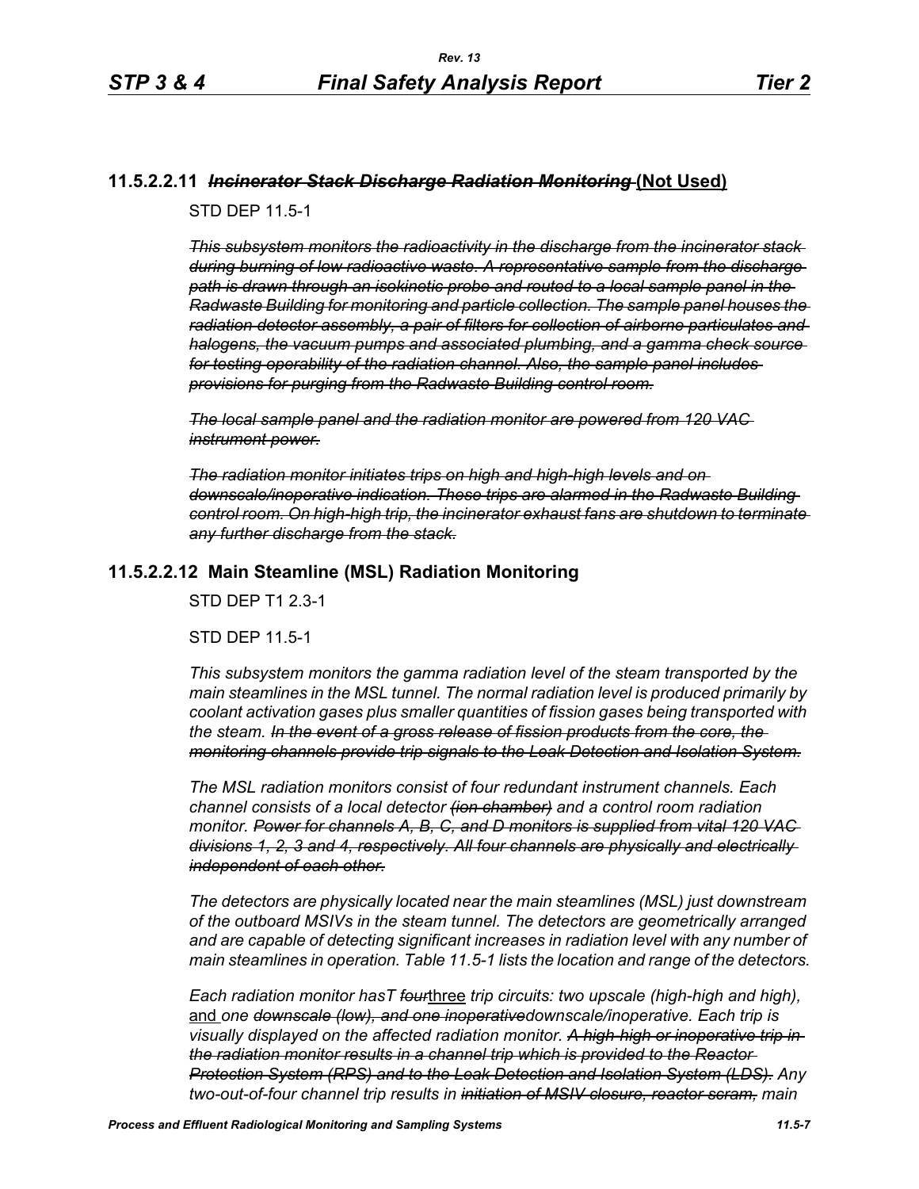## 11.5.2.2.11 ~~*Incinerator Stack Discharge Radiation Monitoring*~~ <u>**(Not Used)**</u>

STD DEP 11.5-1

~~*This subsystem monitors the radioactivity in the discharge from the incinerator stack during burning of low radioactive waste. A representative sample from the discharge path is drawn through an isokinetic probe and routed to a local sample panel in the Radwaste Building for monitoring and particle collection. The sample panel houses the radiation detector assembly, a pair of filters for collection of airborne particulates and halogens, the vacuum pumps and associated plumbing, and a gamma check source for testing operability of the radiation channel. Also, the sample panel includes provisions for purging from the Radwaste Building control room.*~~

~~*The local sample panel and the radiation monitor are powered from 120 VAC instrument power.*~~

~~*The radiation monitor initiates trips on high and high-high levels and on downscale/inoperative indication. These trips are alarmed in the Radwaste Building control room. On high-high trip, the incinerator exhaust fans are shutdown to terminate any further discharge from the stack.*~~

## 11.5.2.2.12 Main Steamline (MSL) Radiation Monitoring

STD DEP T1 2.3-1

STD DEP 11.5-1

*This subsystem monitors the gamma radiation level of the steam transported by the main steamlines in the MSL tunnel. The normal radiation level is produced primarily by coolant activation gases plus smaller quantities of fission gases being transported with the steam.* ~~*In the event of a gross release of fission products from the core, the monitoring channels provide trip signals to the Leak Detection and Isolation System.*~~

*The MSL radiation monitors consist of four redundant instrument channels. Each channel consists of a local detector* ~~*(ion chamber)*~~ *and a control room radiation monitor.* ~~*Power for channels A, B, C, and D monitors is supplied from vital 120 VAC divisions 1, 2, 3 and 4, respectively. All four channels are physically and electrically independent of each other.*~~

*The detectors are physically located near the main steamlines (MSL) just downstream of the outboard MSIVs in the steam tunnel. The detectors are geometrically arranged and are capable of detecting significant increases in radiation level with any number of main steamlines in operation. Table 11.5-1 lists the location and range of the detectors.*

*Each radiation monitor hasT* ~~*four*~~<u>three</u> *trip circuits: two upscale (high-high and high),* <u>and</u> *one* ~~*downscale (low), and one inoperative*~~*downscale/inoperative. Each trip is visually displayed on the affected radiation monitor.* ~~*A high-high or inoperative trip in the radiation monitor results in a channel trip which is provided to the Reactor Protection System (RPS) and to the Leak Detection and Isolation System (LDS).*~~ *Any two-out-of-four channel trip results in* ~~*initiation of MSIV closure, reactor scram,*~~ *main*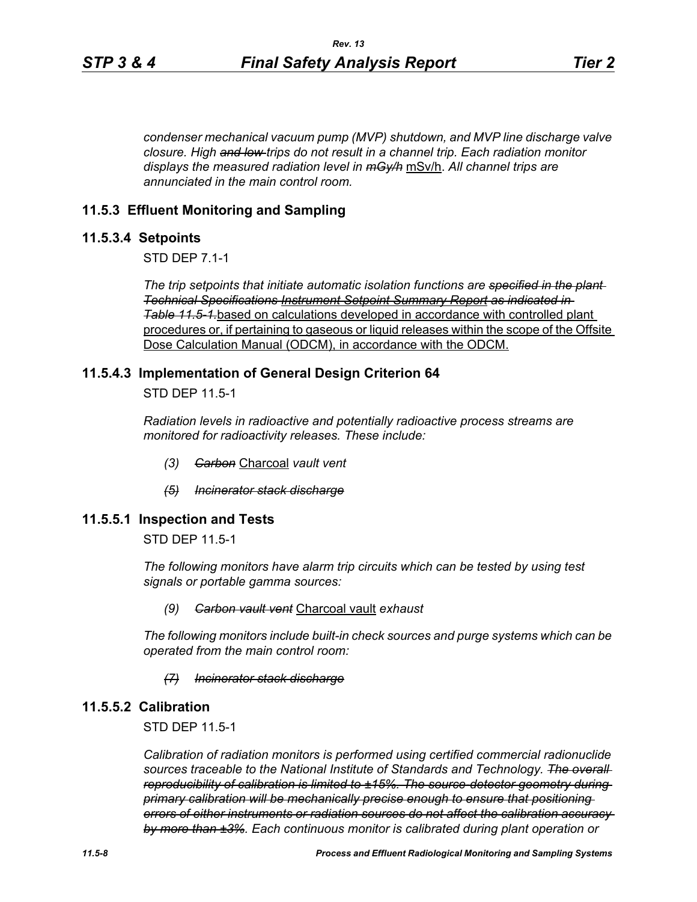*condenser mechanical vacuum pump (MVP) shutdown, and MVP line discharge valve closure. High ~~and low~~ trips do not result in a channel trip. Each radiation monitor displays the measured radiation level in ~~mGy/h~~* mSv/h. *All channel trips are annunciated in the main control room.*

## 11.5.3 Effluent Monitoring and Sampling

## 11.5.3.4 Setpoints

STD DEP 7.1-1

*The trip setpoints that initiate automatic isolation functions are ~~specified in the plant Technical Specifications Instrument Setpoint Summary Report as indicated in Table 11.5-1.~~* based on calculations developed in accordance with controlled plant procedures or, if pertaining to gaseous or liquid releases within the scope of the Offsite Dose Calculation Manual (ODCM), in accordance with the ODCM.

## 11.5.4.3 Implementation of General Design Criterion 64

STD DEP 11.5-1

*Radiation levels in radioactive and potentially radioactive process streams are monitored for radioactivity releases. These include:*

- *(3) ~~Carbon~~* Charcoal *vault vent*
- *~~(5) Incinerator stack discharge~~*

## 11.5.5.1 Inspection and Tests

STD DEP 11.5-1

*The following monitors have alarm trip circuits which can be tested by using test signals or portable gamma sources:*

- *(9) ~~Carbon vault vent~~* Charcoal vault *exhaust*

*The following monitors include built-in check sources and purge systems which can be operated from the main control room:*

- *~~(7) Incinerator stack discharge~~*

## 11.5.5.2 Calibration

STD DEP 11.5-1

*Calibration of radiation monitors is performed using certified commercial radionuclide sources traceable to the National Institute of Standards and Technology. ~~The overall reproducibility of calibration is limited to ±15%. The source-detector geometry during primary calibration will be mechanically precise enough to ensure that positioning errors of either instruments or radiation sources do not affect the calibration accuracy by more than ±3%~~. Each continuous monitor is calibrated during plant operation or*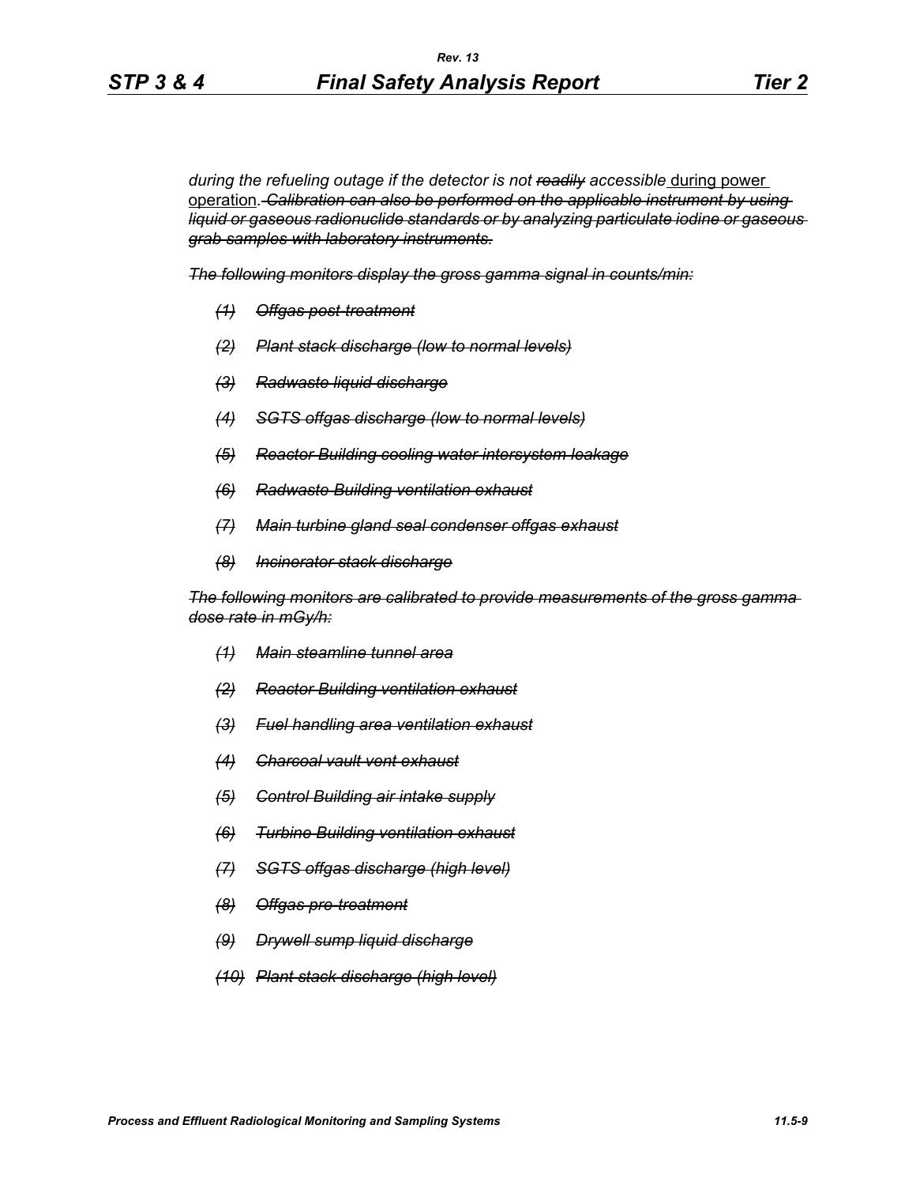*during the refueling outage if the detector is not ~~readily~~ accessible* during power operation*. ~~Calibration can also be performed on the applicable instrument by using liquid or gaseous radionuclide standards or by analyzing particulate iodine or gaseous grab samples with laboratory instruments.~~*

*~~The following monitors display the gross gamma signal in counts/min:~~*

*~~(1) Offgas post-treatment~~*

*~~(2) Plant stack discharge (low to normal levels)~~*

*~~(3) Radwaste liquid discharge~~*

*~~(4) SGTS offgas discharge (low to normal levels)~~*

*~~(5) Reactor Building cooling water intersystem leakage~~*

*~~(6) Radwaste Building ventilation exhaust~~*

*~~(7) Main turbine gland seal condenser offgas exhaust~~*

*~~(8) Incinerator stack discharge~~*

*~~The following monitors are calibrated to provide measurements of the gross gamma dose rate in mGy/h:~~*

*~~(1) Main steamline tunnel area~~*

*~~(2) Reactor Building ventilation exhaust~~*

*~~(3) Fuel handling area ventilation exhaust~~*

*~~(4) Charcoal vault vent exhaust~~*

*~~(5) Control Building air intake supply~~*

*~~(6) Turbine Building ventilation exhaust~~*

*~~(7) SGTS offgas discharge (high level)~~*

*~~(8) Offgas pre-treatment~~*

*~~(9) Drywell sump liquid discharge~~*

*~~(10) Plant stack discharge (high level)~~*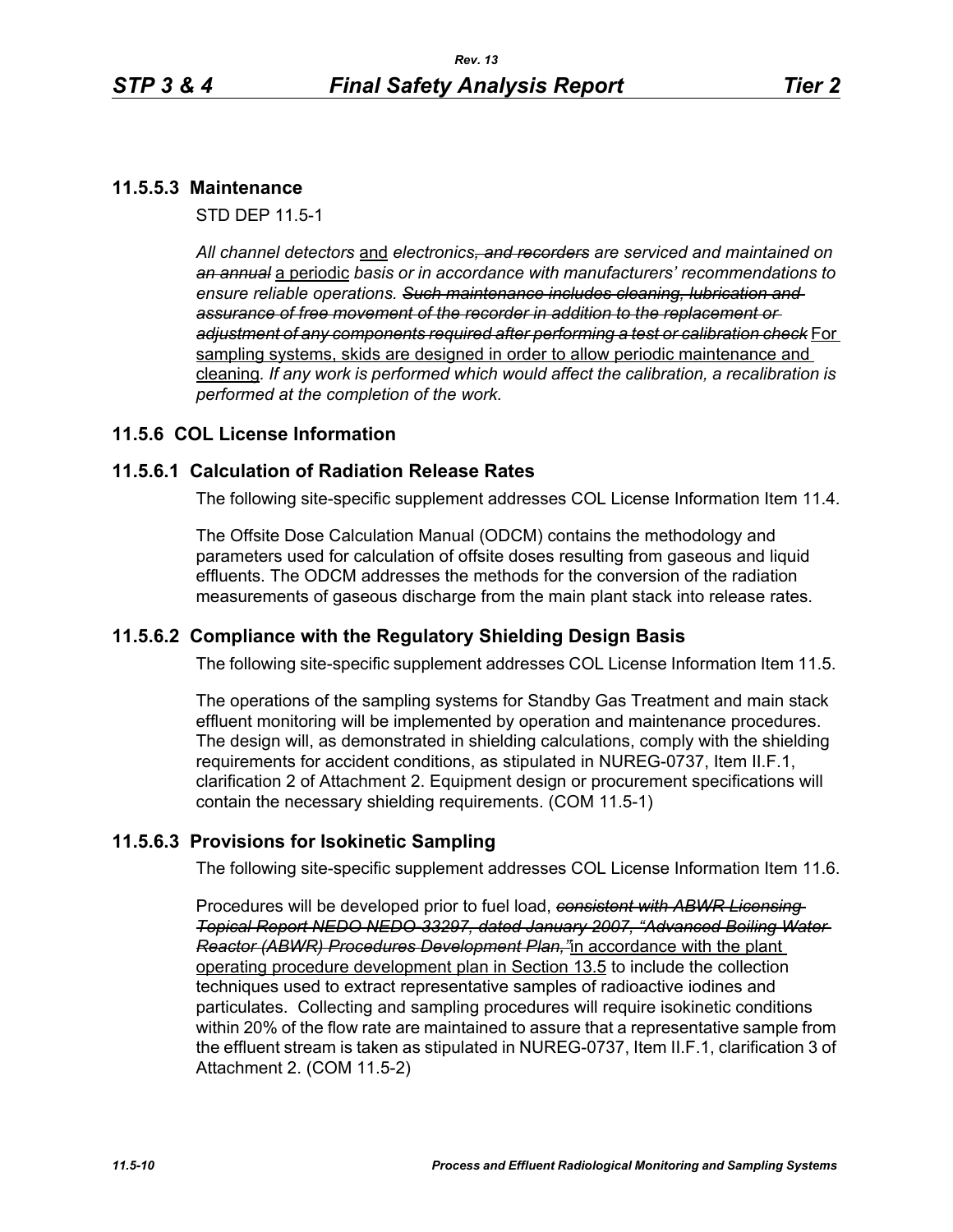### 11.5.5.3 Maintenance

STD DEP 11.5-1

*All channel detectors* and *electronics~~, and recorders~~ are serviced and maintained on ~~an annual~~* a periodic *basis or in accordance with manufacturers' recommendations to ensure reliable operations. ~~Such maintenance includes cleaning, lubrication and assurance of free movement of the recorder in addition to the replacement or adjustment of any components required after performing a test or calibration check~~* For sampling systems, skids are designed in order to allow periodic maintenance and cleaning*. If any work is performed which would affect the calibration, a recalibration is performed at the completion of the work.*

## 11.5.6 COL License Information

### 11.5.6.1 Calculation of Radiation Release Rates

The following site-specific supplement addresses COL License Information Item 11.4.

The Offsite Dose Calculation Manual (ODCM) contains the methodology and parameters used for calculation of offsite doses resulting from gaseous and liquid effluents. The ODCM addresses the methods for the conversion of the radiation measurements of gaseous discharge from the main plant stack into release rates.

### 11.5.6.2 Compliance with the Regulatory Shielding Design Basis

The following site-specific supplement addresses COL License Information Item 11.5.

The operations of the sampling systems for Standby Gas Treatment and main stack effluent monitoring will be implemented by operation and maintenance procedures. The design will, as demonstrated in shielding calculations, comply with the shielding requirements for accident conditions, as stipulated in NUREG-0737, Item II.F.1, clarification 2 of Attachment 2. Equipment design or procurement specifications will contain the necessary shielding requirements. (COM 11.5-1)

### 11.5.6.3 Provisions for Isokinetic Sampling

The following site-specific supplement addresses COL License Information Item 11.6.

Procedures will be developed prior to fuel load, *~~consistent with ABWR Licensing Topical Report NEDO NEDO-33297, dated January 2007, "Advanced Boiling Water Reactor (ABWR) Procedures Development Plan,"~~* in accordance with the plant operating procedure development plan in Section 13.5 to include the collection techniques used to extract representative samples of radioactive iodines and particulates. Collecting and sampling procedures will require isokinetic conditions within 20% of the flow rate are maintained to assure that a representative sample from the effluent stream is taken as stipulated in NUREG-0737, Item II.F.1, clarification 3 of Attachment 2. (COM 11.5-2)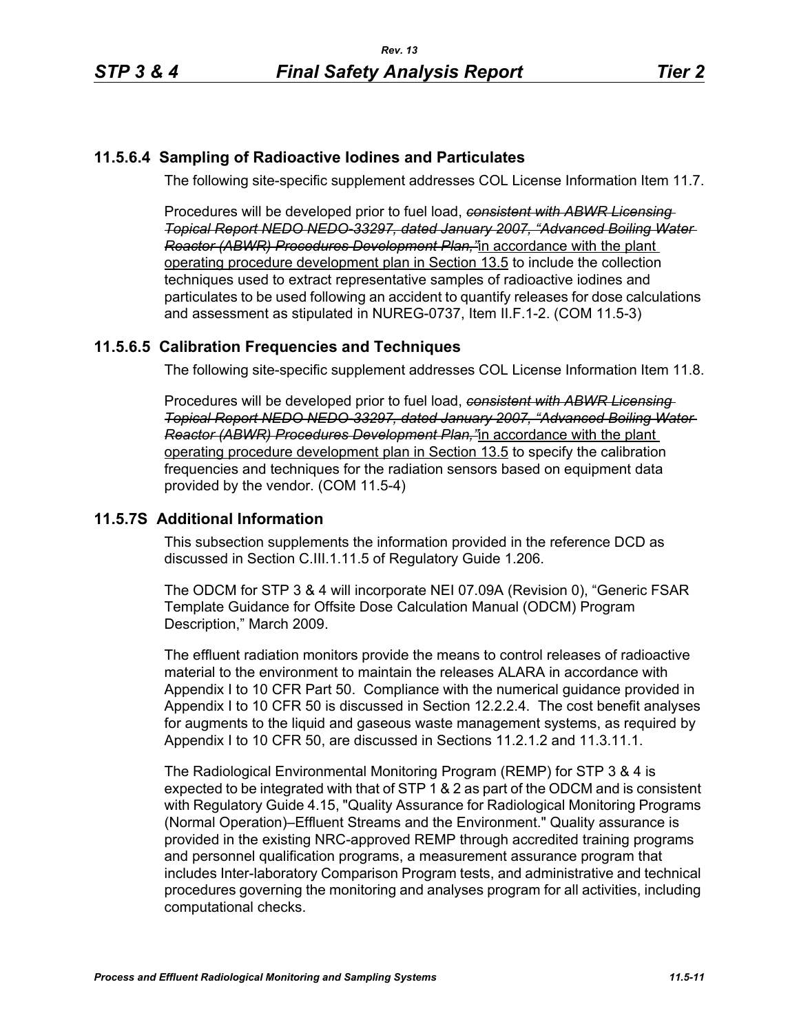### 11.5.6.4 Sampling of Radioactive Iodines and Particulates

The following site-specific supplement addresses COL License Information Item 11.7.

Procedures will be developed prior to fuel load, ~~*consistent with ABWR Licensing Topical Report NEDO NEDO-33297, dated January 2007, "Advanced Boiling Water Reactor (ABWR) Procedures Development Plan,"*~~ in accordance with the plant operating procedure development plan in Section 13.5 to include the collection techniques used to extract representative samples of radioactive iodines and particulates to be used following an accident to quantify releases for dose calculations and assessment as stipulated in NUREG-0737, Item II.F.1-2. (COM 11.5-3)

### 11.5.6.5 Calibration Frequencies and Techniques

The following site-specific supplement addresses COL License Information Item 11.8.

Procedures will be developed prior to fuel load, ~~*consistent with ABWR Licensing Topical Report NEDO NEDO-33297, dated January 2007, "Advanced Boiling Water Reactor (ABWR) Procedures Development Plan,"*~~ in accordance with the plant operating procedure development plan in Section 13.5 to specify the calibration frequencies and techniques for the radiation sensors based on equipment data provided by the vendor. (COM 11.5-4)

## 11.5.7S Additional Information

This subsection supplements the information provided in the reference DCD as discussed in Section C.III.1.11.5 of Regulatory Guide 1.206.

The ODCM for STP 3 & 4 will incorporate NEI 07.09A (Revision 0), "Generic FSAR Template Guidance for Offsite Dose Calculation Manual (ODCM) Program Description," March 2009.

The effluent radiation monitors provide the means to control releases of radioactive material to the environment to maintain the releases ALARA in accordance with Appendix I to 10 CFR Part 50. Compliance with the numerical guidance provided in Appendix I to 10 CFR 50 is discussed in Section 12.2.2.4. The cost benefit analyses for augments to the liquid and gaseous waste management systems, as required by Appendix I to 10 CFR 50, are discussed in Sections 11.2.1.2 and 11.3.11.1.

The Radiological Environmental Monitoring Program (REMP) for STP 3 & 4 is expected to be integrated with that of STP 1 & 2 as part of the ODCM and is consistent with Regulatory Guide 4.15, "Quality Assurance for Radiological Monitoring Programs (Normal Operation)–Effluent Streams and the Environment." Quality assurance is provided in the existing NRC-approved REMP through accredited training programs and personnel qualification programs, a measurement assurance program that includes Inter-laboratory Comparison Program tests, and administrative and technical procedures governing the monitoring and analyses program for all activities, including computational checks.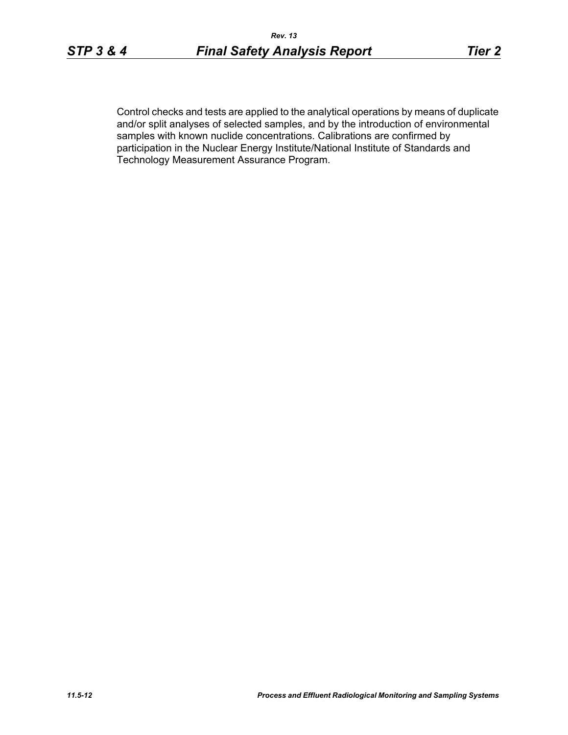Control checks and tests are applied to the analytical operations by means of duplicate and/or split analyses of selected samples, and by the introduction of environmental samples with known nuclide concentrations. Calibrations are confirmed by participation in the Nuclear Energy Institute/National Institute of Standards and Technology Measurement Assurance Program.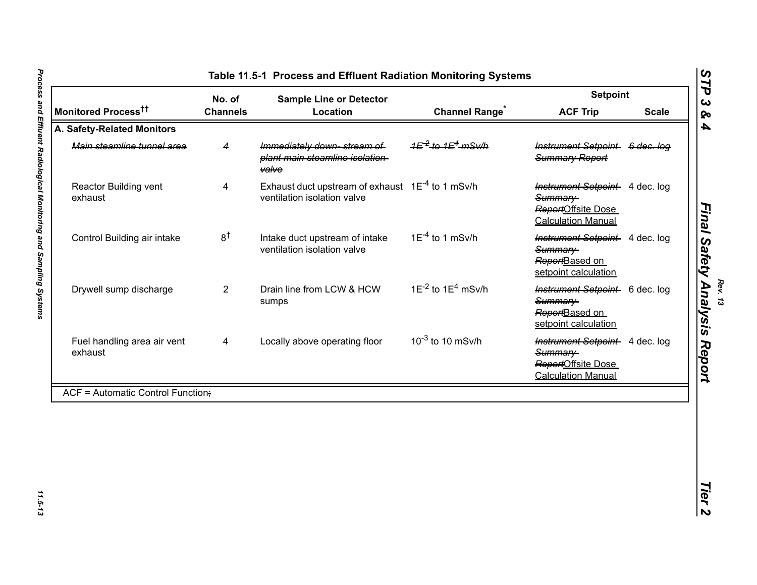**Table 11.5-1 Process and Effluent Radiation Monitoring Systems**

| Monitored Process[††] | No. of Channels | Sample Line or Detector Location | Channel Range[*] | Setpoint ACF Trip | Setpoint Scale |
|---|---|---|---|---|---|
| **A. Safety-Related Monitors** | | | | | |
| ~~Main steamline tunnel area~~ | ~~4~~ | ~~Immediately down- stream of plant main steamline isolation valve~~ | ~~$1E^{-2}$ to $1E^{4}$ mSv/h~~ | ~~Instrument Setpoint Summary Report~~ | ~~6 dec. log~~ |
| Reactor Building vent exhaust | 4 | Exhaust duct upstream of exhaust ventilation isolation valve | $1E^{-4}$ to 1 mSv/h | ~~Instrument Setpoint Summary Report~~Offsite Dose Calculation Manual | 4 dec. log |
| Control Building air intake | 8[†] | Intake duct upstream of intake ventilation isolation valve | $1E^{-4}$ to 1 mSv/h | ~~Instrument Setpoint Summary Report~~Based on setpoint calculation | 4 dec. log |
| Drywell sump discharge | 2 | Drain line from LCW & HCW sumps | $1E^{-2}$ to $1E^{4}$ mSv/h | ~~Instrument Setpoint Summary Report~~Based on setpoint calculation | 6 dec. log |
| Fuel handling area air vent exhaust | 4 | Locally above operating floor | $10^{-3}$ to 10 mSv/h | ~~Instrument Setpoint Summary Report~~Offsite Dose Calculation Manual | 4 dec. log |

ACF = Automatic Control Function~~;~~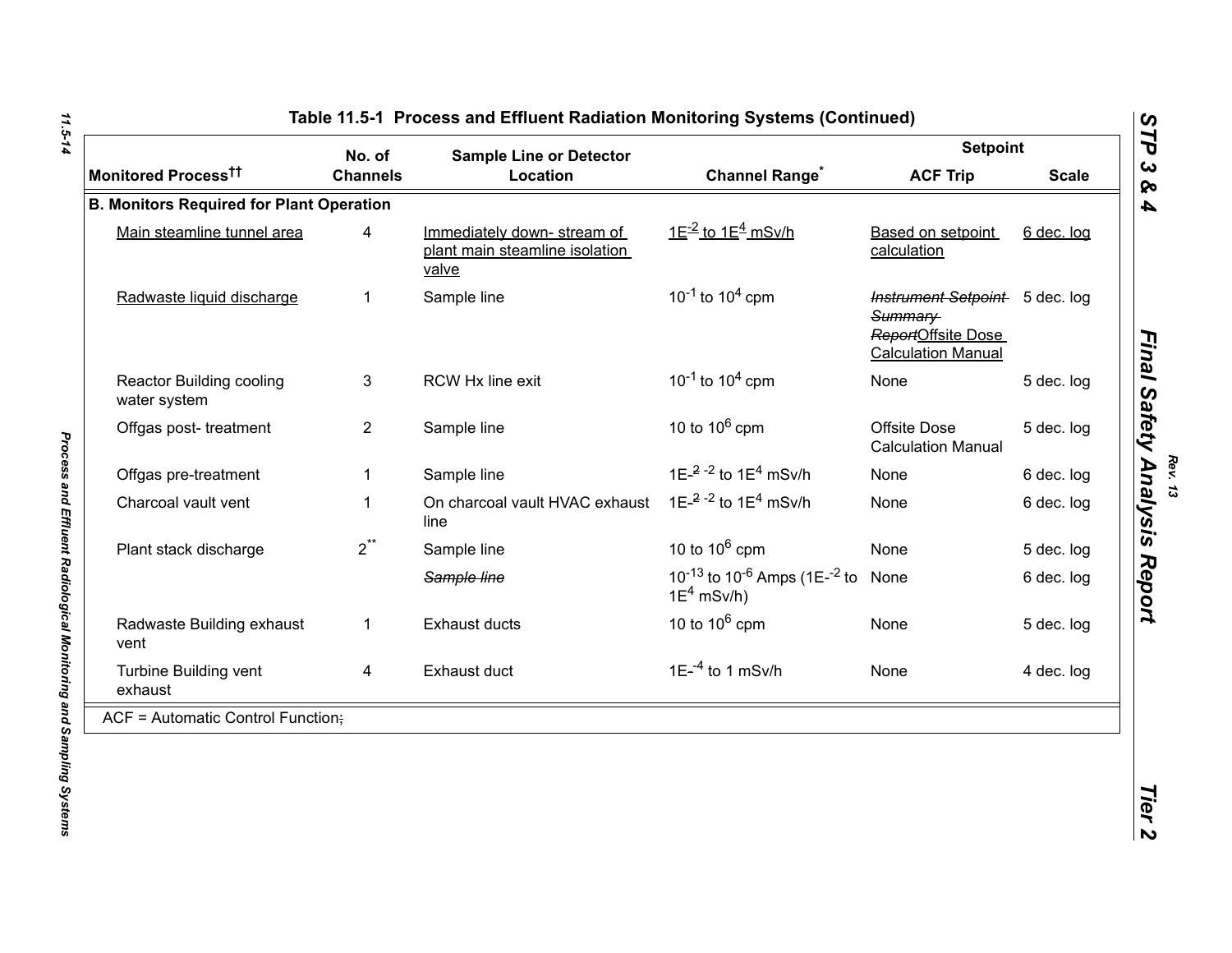### Table 11.5-1 Process and Effluent Radiation Monitoring Systems (Continued)

| Monitored Process[††] | No. of Channels | Sample Line or Detector Location | Channel Range[*] | Setpoint | |
|---|---|---|---|---|---|
| | | | | ACF Trip | Scale |
| **B. Monitors Required for Plant Operation** | | | | | |
| Main steamline tunnel area | 4 | Immediately down- stream of plant main steamline isolation valve | $1E^{-2}$ to $1E^{4}$ mSv/h | Based on setpoint calculation | 6 dec. log |
| Radwaste liquid discharge | 1 | Sample line | $10^{-1}$ to $10^{4}$ cpm | ~~Instrument Setpoint Summary Report~~Offsite Dose Calculation Manual | 5 dec. log |
| Reactor Building cooling water system | 3 | RCW Hx line exit | $10^{-1}$ to $10^{4}$ cpm | None | 5 dec. log |
| Offgas post- treatment | 2 | Sample line | 10 to $10^{6}$ cpm | Offsite Dose Calculation Manual | 5 dec. log |
| Offgas pre-treatment | 1 | Sample line | 1E-~~2~~ $^{-2}$ to $1E^{4}$ mSv/h | None | 6 dec. log |
| Charcoal vault vent | 1 | On charcoal vault HVAC exhaust line | 1E-~~2~~ $^{-2}$ to $1E^{4}$ mSv/h | None | 6 dec. log |
| Plant stack discharge | 2[**] | Sample line | 10 to $10^{6}$ cpm | None | 5 dec. log |
| | | ~~Sample line~~ | $10^{-13}$ to $10^{-6}$ Amps ($1E^{-2}$ to $1E^{4}$ mSv/h) | None | 6 dec. log |
| Radwaste Building exhaust vent | 1 | Exhaust ducts | 10 to $10^{6}$ cpm | None | 5 dec. log |
| Turbine Building vent exhaust | 4 | Exhaust duct | $1E^{-4}$ to 1 mSv/h | None | 4 dec. log |

ACF = Automatic Control Function~~;~~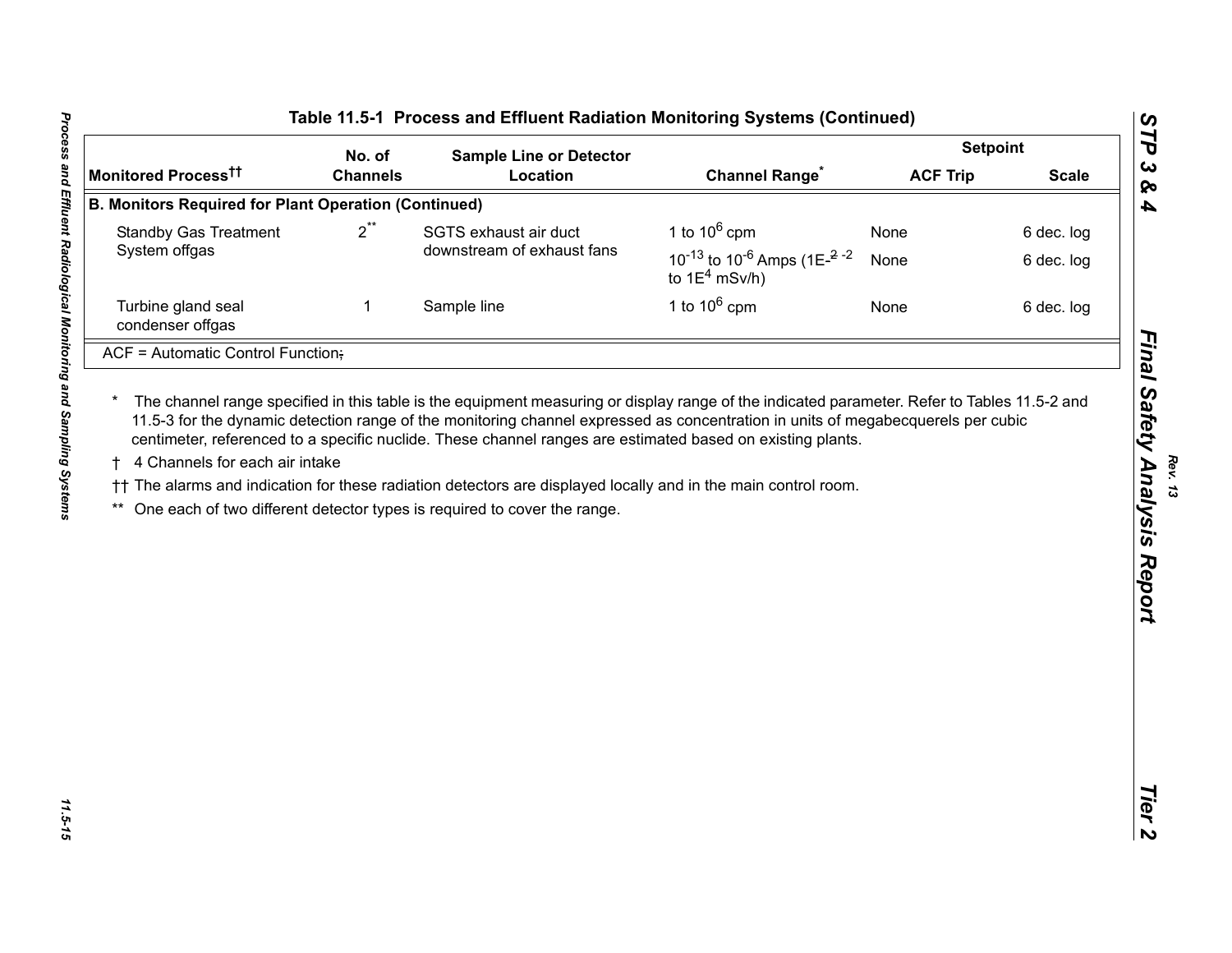## Table 11.5-1 Process and Effluent Radiation Monitoring Systems (Continued)

| Monitored Process†† | No. of Channels | Sample Line or Detector Location | Channel Range* | Setpoint | |
|---|---|---|---|---|---|
| | | | | ACF Trip | Scale |
| **B. Monitors Required for Plant Operation (Continued)** | | | | | |
| Standby Gas Treatment System offgas | 2** | SGTS exhaust air duct downstream of exhaust fans | 1 to $10^6$ cpm | None | 6 dec. log |
| | | | $10^{-13}$ to $10^{-6}$ Amps (1E-~~2~~ -2 to 1E4 mSv/h) | None | 6 dec. log |
| Turbine gland seal condenser offgas | 1 | Sample line | 1 to $10^6$ cpm | None | 6 dec. log |
| ACF = Automatic Control Function~~;~~ | | | | | |

\* The channel range specified in this table is the equipment measuring or display range of the indicated parameter. Refer to Tables 11.5-2 and 11.5-3 for the dynamic detection range of the monitoring channel expressed as concentration in units of megabecquerels per cubic centimeter, referenced to a specific nuclide. These channel ranges are estimated based on existing plants.

† 4 Channels for each air intake

†† The alarms and indication for these radiation detectors are displayed locally and in the main control room.

** One each of two different detector types is required to cover the range.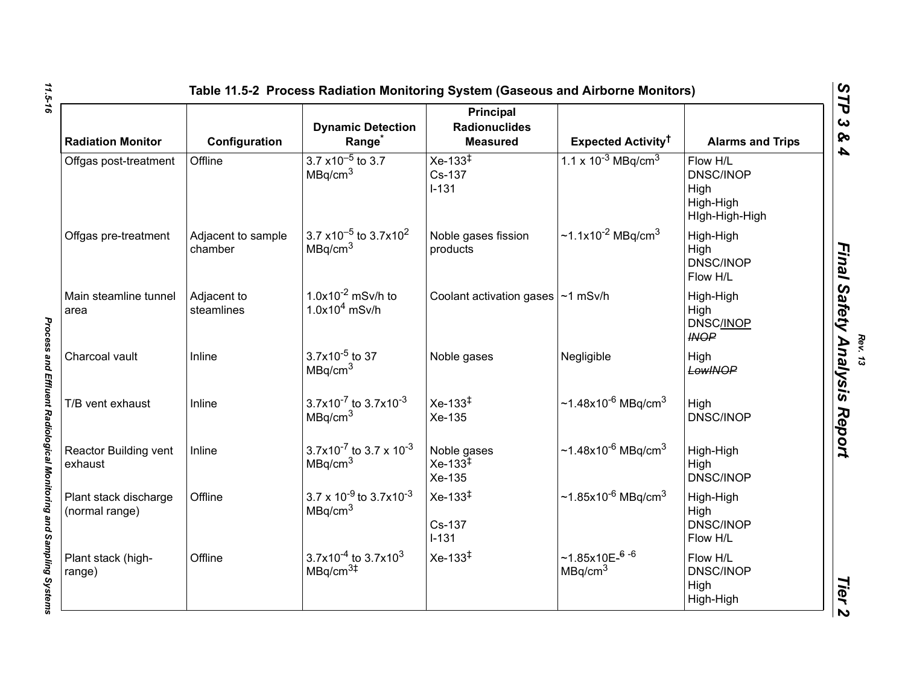### Table 11.5-2 Process Radiation Monitoring System (Gaseous and Airborne Monitors)

| Radiation Monitor | Configuration | Dynamic Detection Range* | Principal Radionuclides Measured | Expected Activity† | Alarms and Trips |
|---|---|---|---|---|---|
| Offgas post-treatment | Offline | $3.7 \times 10^{-5}$ to 3.7 $MBq/cm^3$ | Xe-133‡ Cs-137 I-131 | $1.1 \times 10^{-3}$ $MBq/cm^3$ | Flow H/L DNSC/INOP High High-High HIgh-High-High |
| Offgas pre-treatment | Adjacent to sample chamber | $3.7 \times 10^{-5}$ to $3.7 \times 10^{2}$ $MBq/cm^3$ | Noble gases fission products | ~$1.1 \times 10^{-2}$ $MBq/cm^3$ | High-High High DNSC/INOP Flow H/L |
| Main steamline tunnel area | Adjacent to steamlines | $1.0 \times 10^{-2}$ mSv/h to $1.0 \times 10^{4}$ mSv/h | Coolant activation gases | ~1 mSv/h | High-High High DNSC/INOP ~~INOP~~ |
| Charcoal vault | Inline | $3.7 \times 10^{-5}$ to 37 $MBq/cm^3$ | Noble gases | Negligible | High ~~LowINOP~~ |
| T/B vent exhaust | Inline | $3.7 \times 10^{-7}$ to $3.7 \times 10^{-3}$ $MBq/cm^3$ | Xe-133‡ Xe-135 | ~$1.48 \times 10^{-6}$ $MBq/cm^3$ | High DNSC/INOP |
| Reactor Building vent exhaust | Inline | $3.7 \times 10^{-7}$ to $3.7 \times 10^{-3}$ $MBq/cm^3$ | Noble gases Xe-133‡ Xe-135 | ~$1.48 \times 10^{-6}$ $MBq/cm^3$ | High-High High DNSC/INOP |
| Plant stack discharge (normal range) | Offline | $3.7 \times 10^{-9}$ to $3.7 \times 10^{-3}$ $MBq/cm^3$ | Xe-133‡ Cs-137 I-131 | ~$1.85 \times 10^{-6}$ $MBq/cm^3$ | High-High High DNSC/INOP Flow H/L |
| Plant stack (high-range) | Offline | $3.7 \times 10^{-4}$ to $3.7 \times 10^{3}$ $MBq/cm^3$‡ | Xe-133‡ | ~1.85x10E-~~6~~ -6 $MBq/cm^3$ | Flow H/L DNSC/INOP High High-High |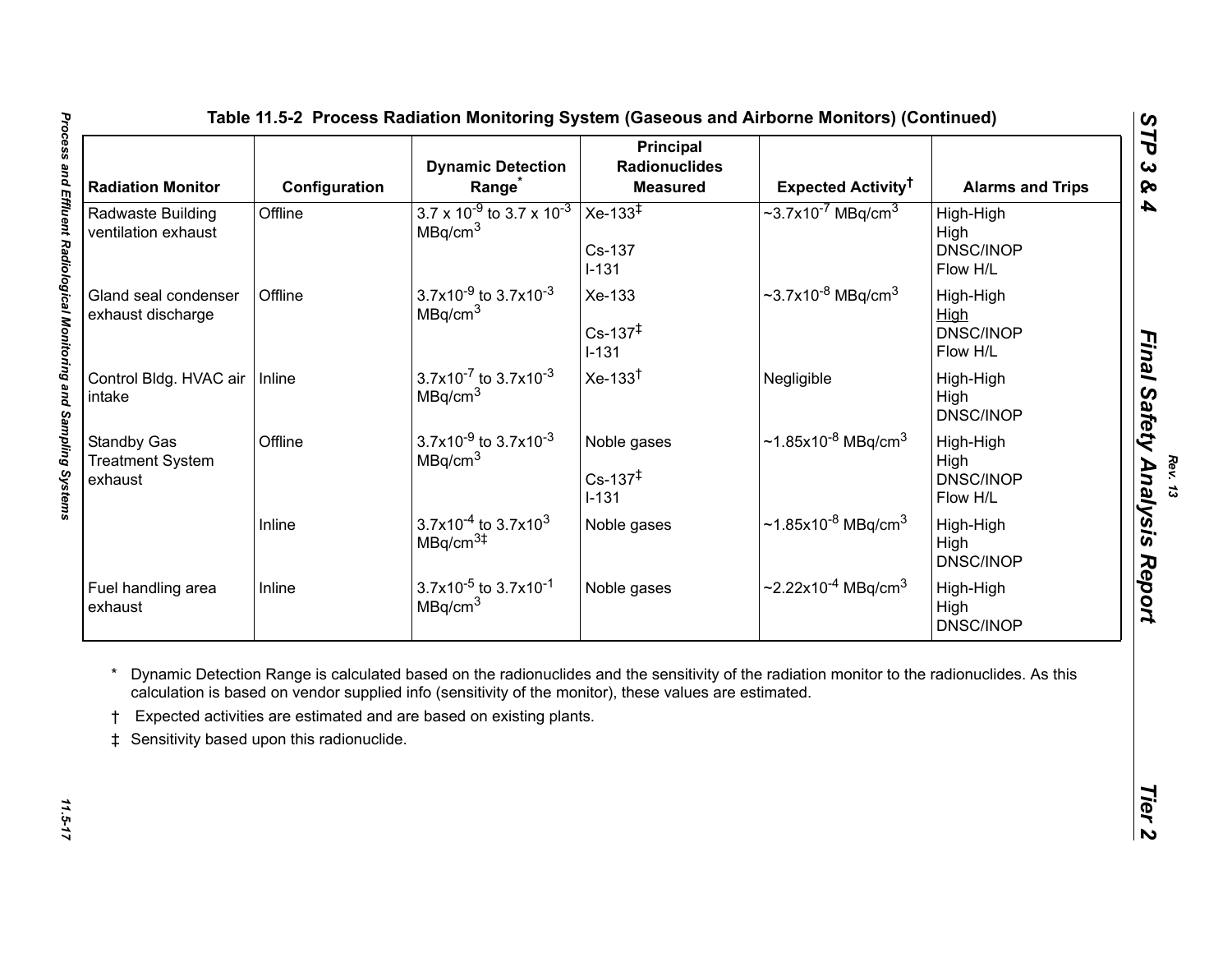**Table 11.5-2 Process Radiation Monitoring System (Gaseous and Airborne Monitors) (Continued)**

| Radiation Monitor | Configuration | Dynamic Detection Range* | Principal Radionuclides Measured | Expected Activity† | Alarms and Trips |
|---|---|---|---|---|---|
| Radwaste Building ventilation exhaust | Offline | $3.7 \times 10^{-9}$ to $3.7 \times 10^{-3}$ $MBq/cm^3$ | Xe-133‡<br><br>Cs-137<br>I-131 | ~$3.7 \times 10^{-7}$ $MBq/cm^3$ | High-High<br>High<br>DNSC/INOP<br>Flow H/L |
| Gland seal condenser exhaust discharge | Offline | $3.7 \times 10^{-9}$ to $3.7 \times 10^{-3}$ $MBq/cm^3$ | Xe-133<br><br>Cs-137‡<br>I-131 | ~$3.7 \times 10^{-8}$ $MBq/cm^3$ | High-High<br>High<br>DNSC/INOP<br>Flow H/L |
| Control Bldg. HVAC air intake | Inline | $3.7 \times 10^{-7}$ to $3.7 \times 10^{-3}$ $MBq/cm^3$ | Xe-133† | Negligible | High-High<br>High<br>DNSC/INOP |
| Standby Gas Treatment System exhaust | Offline | $3.7 \times 10^{-9}$ to $3.7 \times 10^{-3}$ $MBq/cm^3$ | Noble gases<br><br>Cs-137‡<br>I-131 | ~$1.85 \times 10^{-8}$ $MBq/cm^3$ | High-High<br>High<br>DNSC/INOP<br>Flow H/L |
| | Inline | $3.7 \times 10^{-4}$ to $3.7 \times 10^{3}$ $MBq/cm^3$‡ | Noble gases | ~$1.85 \times 10^{-8}$ $MBq/cm^3$ | High-High<br>High<br>DNSC/INOP |
| Fuel handling area exhaust | Inline | $3.7 \times 10^{-5}$ to $3.7 \times 10^{-1}$ $MBq/cm^3$ | Noble gases | ~$2.22 \times 10^{-4}$ $MBq/cm^3$ | High-High<br>High<br>DNSC/INOP |

\* Dynamic Detection Range is calculated based on the radionuclides and the sensitivity of the radiation monitor to the radionuclides. As this calculation is based on vendor supplied info (sensitivity of the monitor), these values are estimated.

† Expected activities are estimated and are based on existing plants.

‡ Sensitivity based upon this radionuclide.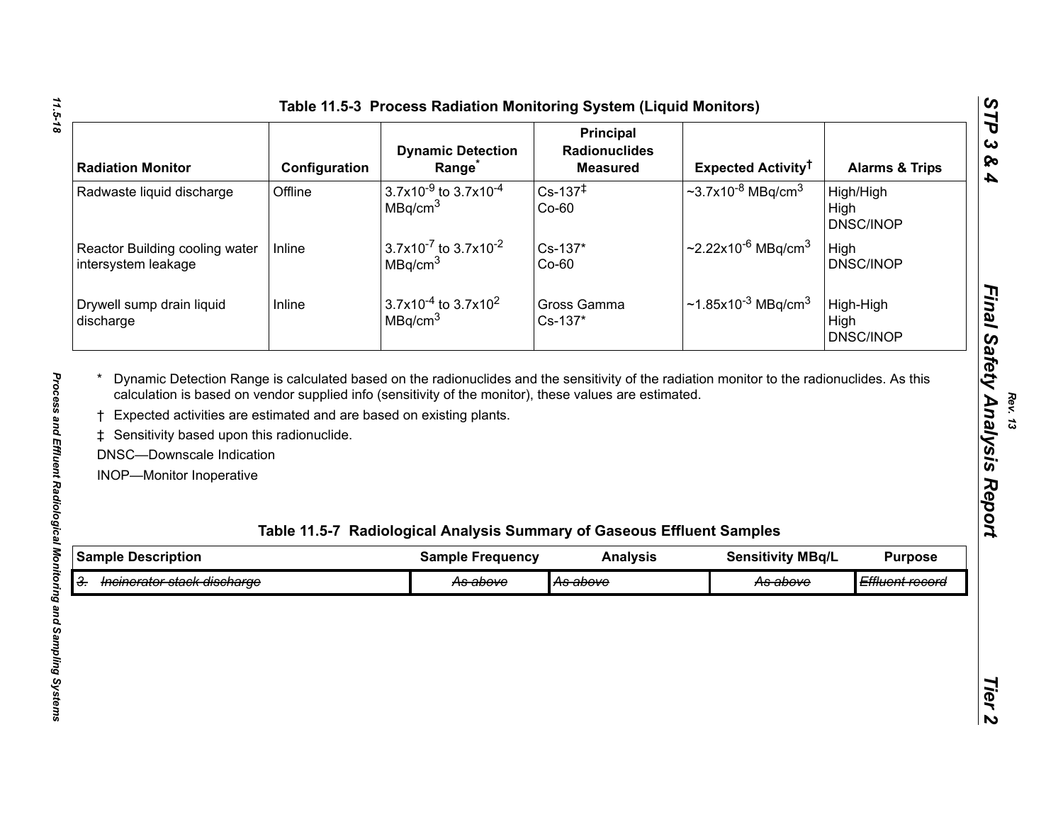## Table 11.5-3 Process Radiation Monitoring System (Liquid Monitors)

| Radiation Monitor | Configuration | Dynamic Detection Range* | Principal Radionuclides Measured | Expected Activity† | Alarms & Trips |
|---|---|---|---|---|---|
| Radwaste liquid discharge | Offline | $3.7 \times 10^{-9}$ to $3.7 \times 10^{-4}$ $MBq/cm^3$ | Cs-137‡ Co-60 | ~$3.7 \times 10^{-8}$ $MBq/cm^3$ | High/High High DNSC/INOP |
| Reactor Building cooling water intersystem leakage | Inline | $3.7 \times 10^{-7}$ to $3.7 \times 10^{-2}$ $MBq/cm^3$ | Cs-137* Co-60 | ~$2.22 \times 10^{-6}$ $MBq/cm^3$ | High DNSC/INOP |
| Drywell sump drain liquid discharge | Inline | $3.7 \times 10^{-4}$ to $3.7 \times 10^{2}$ $MBq/cm^3$ | Gross Gamma Cs-137* | ~$1.85 \times 10^{-3}$ $MBq/cm^3$ | High-High High DNSC/INOP |

* Dynamic Detection Range is calculated based on the radionuclides and the sensitivity of the radiation monitor to the radionuclides. As this calculation is based on vendor supplied info (sensitivity of the monitor), these values are estimated.

† Expected activities are estimated and are based on existing plants.

‡ Sensitivity based upon this radionuclide.

DNSC—Downscale Indication

INOP—Monitor Inoperative

## Table 11.5-7 Radiological Analysis Summary of Gaseous Effluent Samples

| Sample Description | Sample Frequency | Analysis | Sensitivity MBq/L | Purpose |
|---|---|---|---|---|
| ~~3. Incinerator stack discharge~~ | ~~As above~~ | ~~As above~~ | ~~As above~~ | ~~Effluent record~~ |